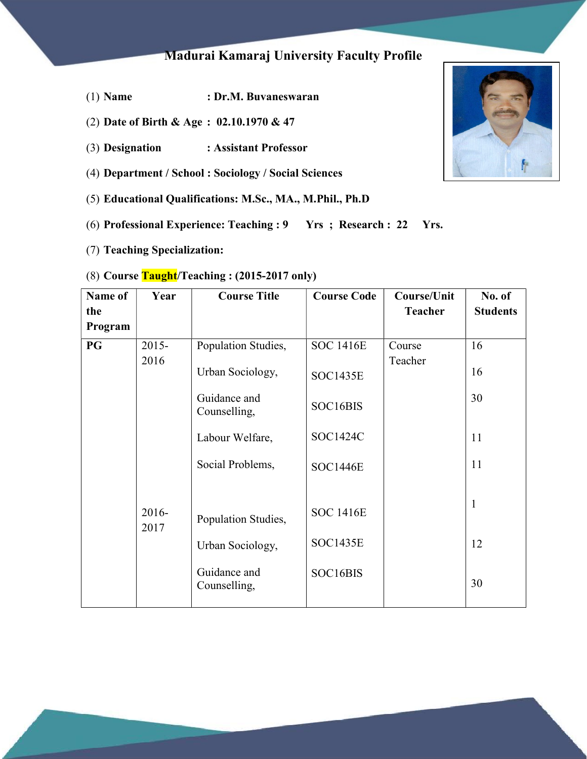# Madurai Kamaraj University Faculty Profile

(1) **Name** : **Dr.M. Buvaneswaran**

(2) **Date of Birth & Age : 02.10.1970 & 47**

(3) **Designation** : **Assistant Professor**

(4) **Department / School : Sociology / Social Sciences**

(5) **Educational Qualifications: M.Sc., MA., M.Phil., Ph.D**

(6) **Professional Experience: Teaching : 9 Yrs ; Research : 22 Yrs.**

(7) **Teaching Specialization:**

(8) **Course Taught/Teaching : (2015-2017 only)**

| Name of the Program | Year | Course Title | Course Code | Course/Unit Teacher | No. of Students |
|---|---|---|---|---|---|
| PG | 2015-2016 | Population Studies, | SOC 1416E | Course Teacher | 16 |
| | | Urban Sociology, | SOC1435E | | 16 |
| | | Guidance and Counselling, | SOC16BIS | | 30 |
| | | Labour Welfare, | SOC1424C | | 11 |
| | | Social Problems, | SOC1446E | | 11 |
| | 2016-2017 | Population Studies, | SOC 1416E | | 1 |
| | | Urban Sociology, | SOC1435E | | 12 |
| | | Guidance and Counselling, | SOC16BIS | | 30 |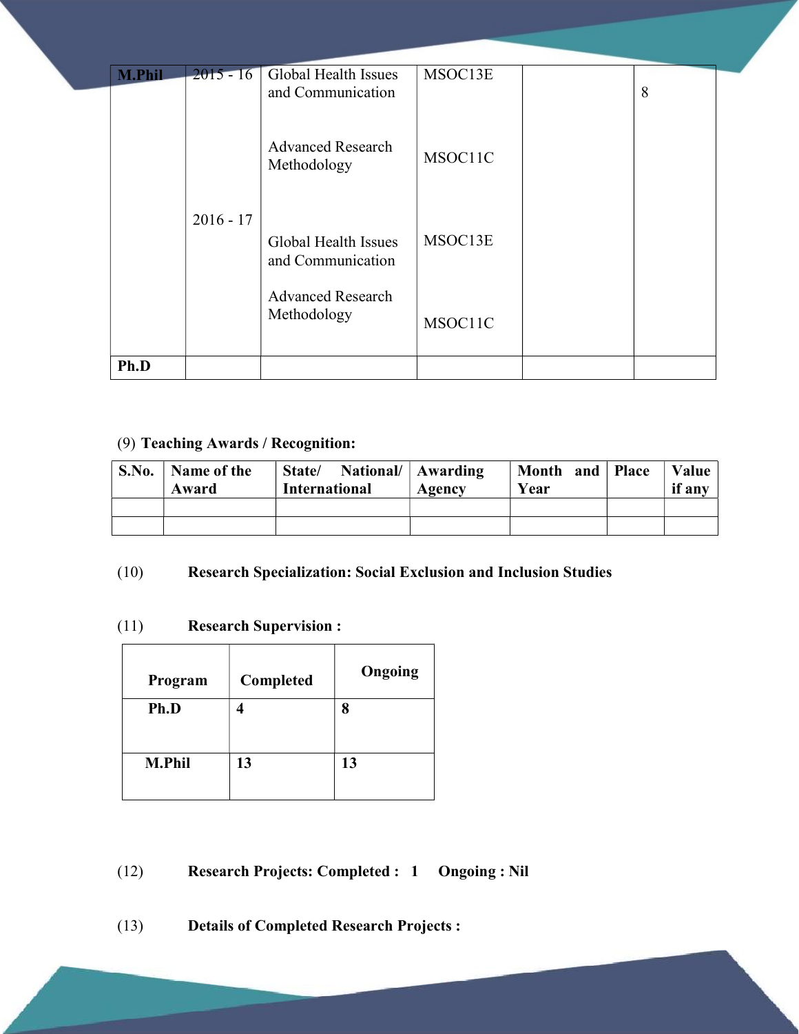| M.Phil | 2015 - 16 | Global Health Issues and Communication | MSOC13E | | 8 |
|---|---|---|---|---|---|
| | | Advanced Research Methodology | MSOC11C | | |
| | 2016 - 17 | Global Health Issues and Communication | MSOC13E | | |
| | | Advanced Research Methodology | MSOC11C | | |
| Ph.D | | | | | |

(9) **Teaching Awards / Recognition:**

| S.No. | Name of the Award | State/ National/ International | Awarding Agency | Month and Year | Place | Value if any |
|---|---|---|---|---|---|---|
| | | | | | | |
| | | | | | | |

(10) **Research Specialization: Social Exclusion and Inclusion Studies**

(11) **Research Supervision :**

| Program | Completed | Ongoing |
|---|---|---|
| **Ph.D** | **4** | **8** |
| **M.Phil** | **13** | **13** |

(12) **Research Projects: Completed : 1 Ongoing : Nil**

(13) **Details of Completed Research Projects :**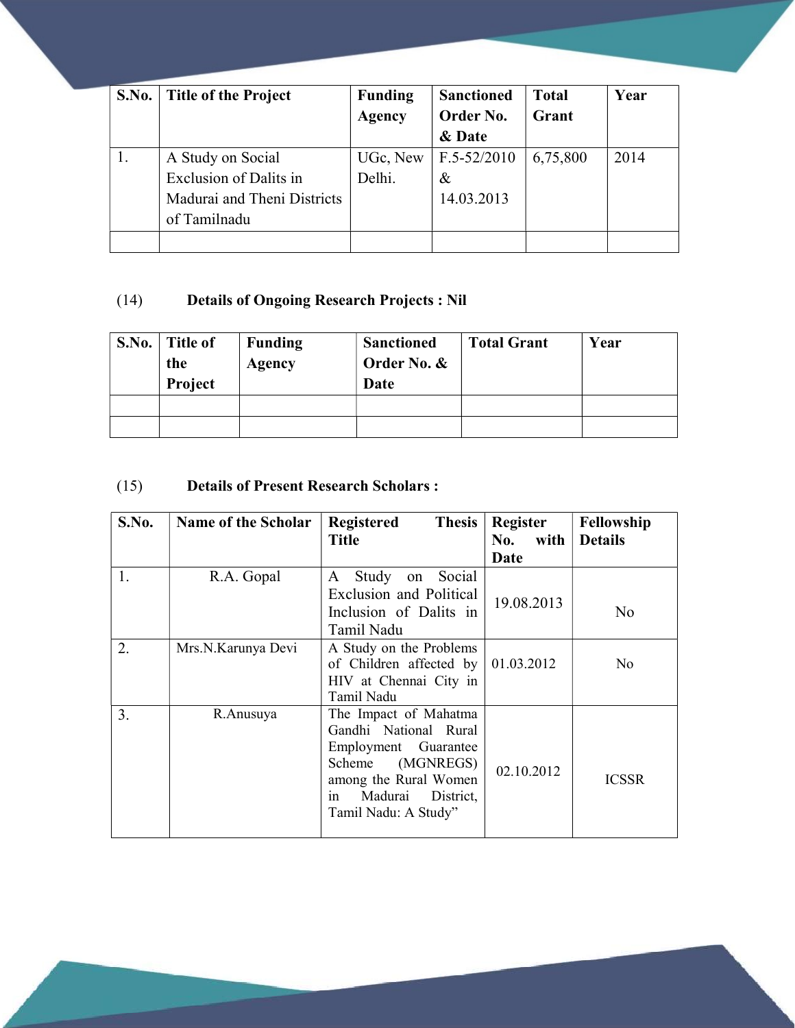| S.No. | Title of the Project | Funding Agency | Sanctioned Order No. & Date | Total Grant | Year |
|---|---|---|---|---|---|
| 1. | A Study on Social Exclusion of Dalits in Madurai and Theni Districts of Tamilnadu | UGc, New Delhi. | F.5-52/2010 & 14.03.2013 | 6,75,800 | 2014 |
| | | | | | |

(14) **Details of Ongoing Research Projects : Nil**

| S.No. | Title of the Project | Funding Agency | Sanctioned Order No. & Date | Total Grant | Year |
|---|---|---|---|---|---|
| | | | | | |
| | | | | | |

(15) **Details of Present Research Scholars :**

| S.No. | Name of the Scholar | Registered Thesis Title | Register No. with Date | Fellowship Details |
|---|---|---|---|---|
| 1. | R.A. Gopal | A Study on Social Exclusion and Political Inclusion of Dalits in Tamil Nadu | 19.08.2013 | No |
| 2. | Mrs.N.Karunya Devi | A Study on the Problems of Children affected by HIV at Chennai City in Tamil Nadu | 01.03.2012 | No |
| 3. | R.Anusuya | The Impact of Mahatma Gandhi National Rural Employment Guarantee Scheme (MGNREGS) among the Rural Women in Madurai District, Tamil Nadu: A Study" | 02.10.2012 | ICSSR |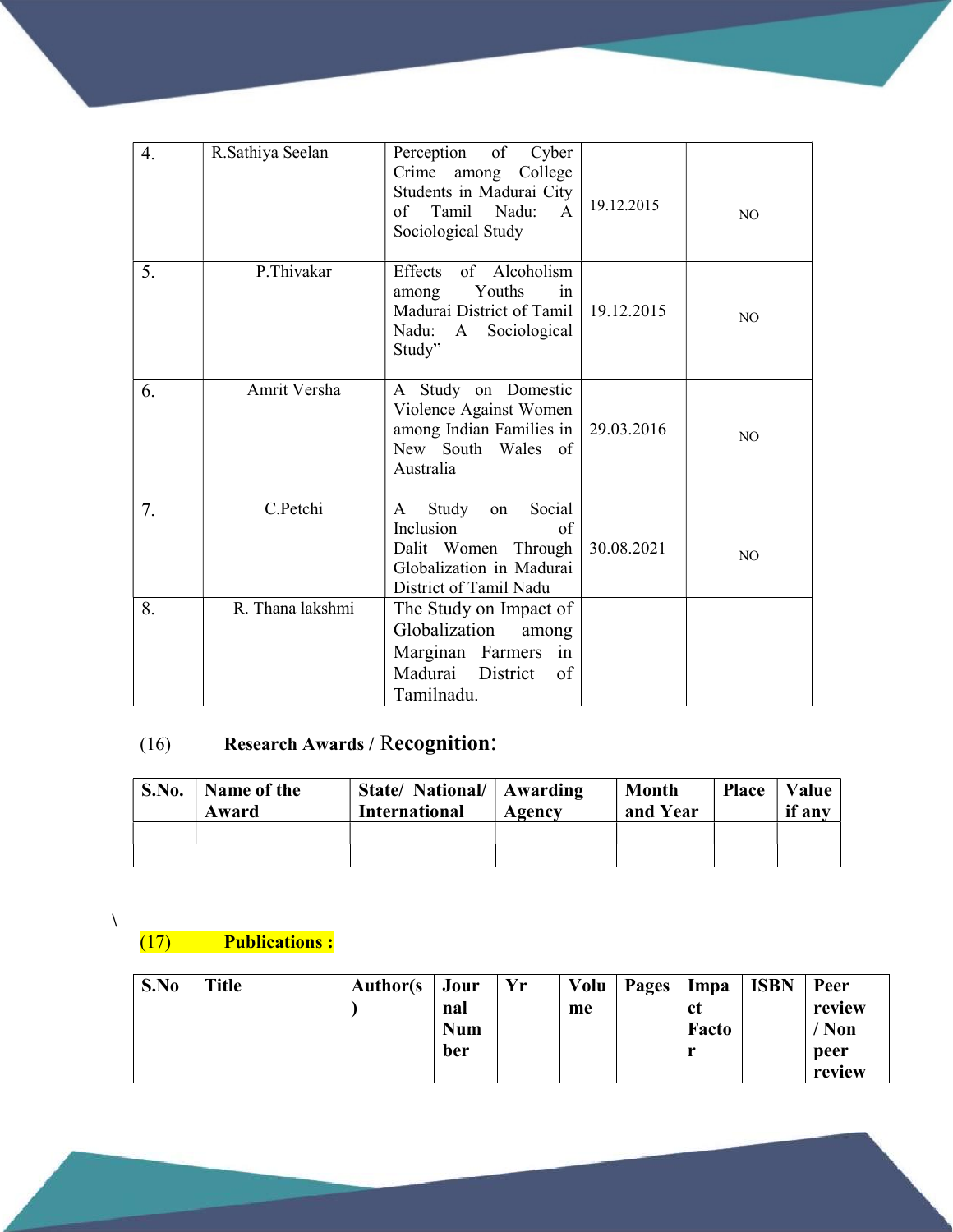| 4. | R.Sathiya Seelan | Perception of Cyber Crime among College Students in Madurai City of Tamil Nadu: A Sociological Study | 19.12.2015 | NO |
|---|---|---|---|---|
| 5. | P.Thivakar | Effects of Alcoholism among Youths in Madurai District of Tamil Nadu: A Sociological Study” | 19.12.2015 | NO |
| 6. | Amrit Versha | A Study on Domestic Violence Against Women among Indian Families in New South Wales of Australia | 29.03.2016 | NO |
| 7. | C.Petchi | A Study on Social Inclusion of Dalit Women Through Globalization in Madurai District of Tamil Nadu | 30.08.2021 | NO |
| 8. | R. Thana lakshmi | The Study on Impact of Globalization among Marginan Farmers in Madurai District of Tamilnadu. | | |

(16) **Research Awards / Recognition:**

| S.No. | Name of the Award | State/ National/ International | Awarding Agency | Month and Year | Place | Value if any |
|---|---|---|---|---|---|---|
| | | | | | | |
| | | | | | | |

\

(17) **Publications :**

| S.No | Title | Author(s) | Journal Number | Yr | Volume | Pages | Impact Factor | ISBN | Peer review / Non peer review |
|---|---|---|---|---|---|---|---|---|---|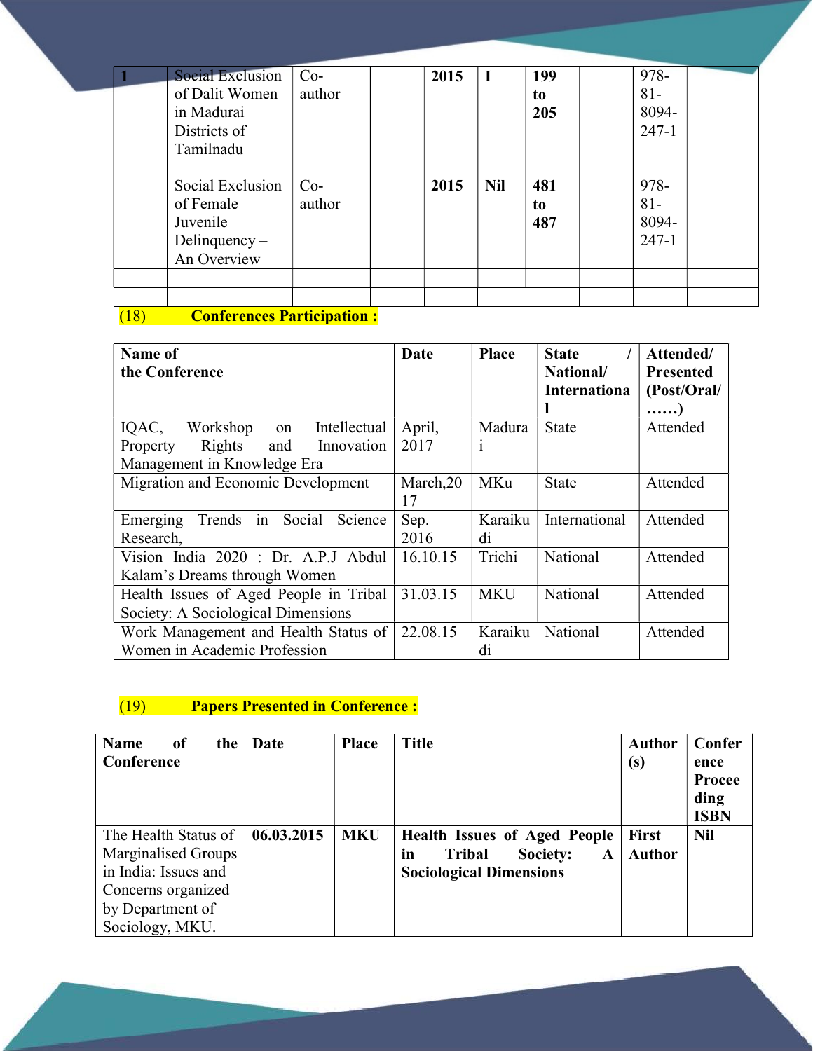| | | | | | | | | | |
|---|---|---|---|---|---|---|---|---|---|
| **1** | Social Exclusion of Dalit Women in Madurai Districts of Tamilnadu<br><br>Social Exclusion of Female Juvenile Delinquency – An Overview | Co-author<br><br>Co-author | | **2015**<br><br>**2015** | **I**<br><br>**Nil** | **199 to 205**<br><br>**481 to 487** | | 978-81-8094-247-1<br><br>978-81-8094-247-1 | |
| | | | | | | | | | |
| | | | | | | | | | |

**(18) Conferences Participation :**

| **Name of the Conference** | **Date** | **Place** | **State / National/ International** | **Attended/ Presented (Post/Oral/ ……)** |
|---|---|---|---|---|
| IQAC, Workshop on Intellectual Property Rights and Innovation Management in Knowledge Era | April, 2017 | Madurai | State | Attended |
| Migration and Economic Development | March,2017 | MKu | State | Attended |
| Emerging Trends in Social Science Research, | Sep. 2016 | Karaikudi | International | Attended |
| Vision India 2020 : Dr. A.P.J Abdul Kalam's Dreams through Women | 16.10.15 | Trichi | National | Attended |
| Health Issues of Aged People in Tribal Society: A Sociological Dimensions | 31.03.15 | MKU | National | Attended |
| Work Management and Health Status of Women in Academic Profession | 22.08.15 | Karaikudi | National | Attended |

**(19) Papers Presented in Conference :**

| **Name of the Conference** | **Date** | **Place** | **Title** | **Author (s)** | **Conference Proceeding ISBN** |
|---|---|---|---|---|---|
| The Health Status of Marginalised Groups in India: Issues and Concerns organized by Department of Sociology, MKU. | **06.03.2015** | **MKU** | **Health Issues of Aged People in Tribal Society: A Sociological Dimensions** | **First Author** | **Nil** |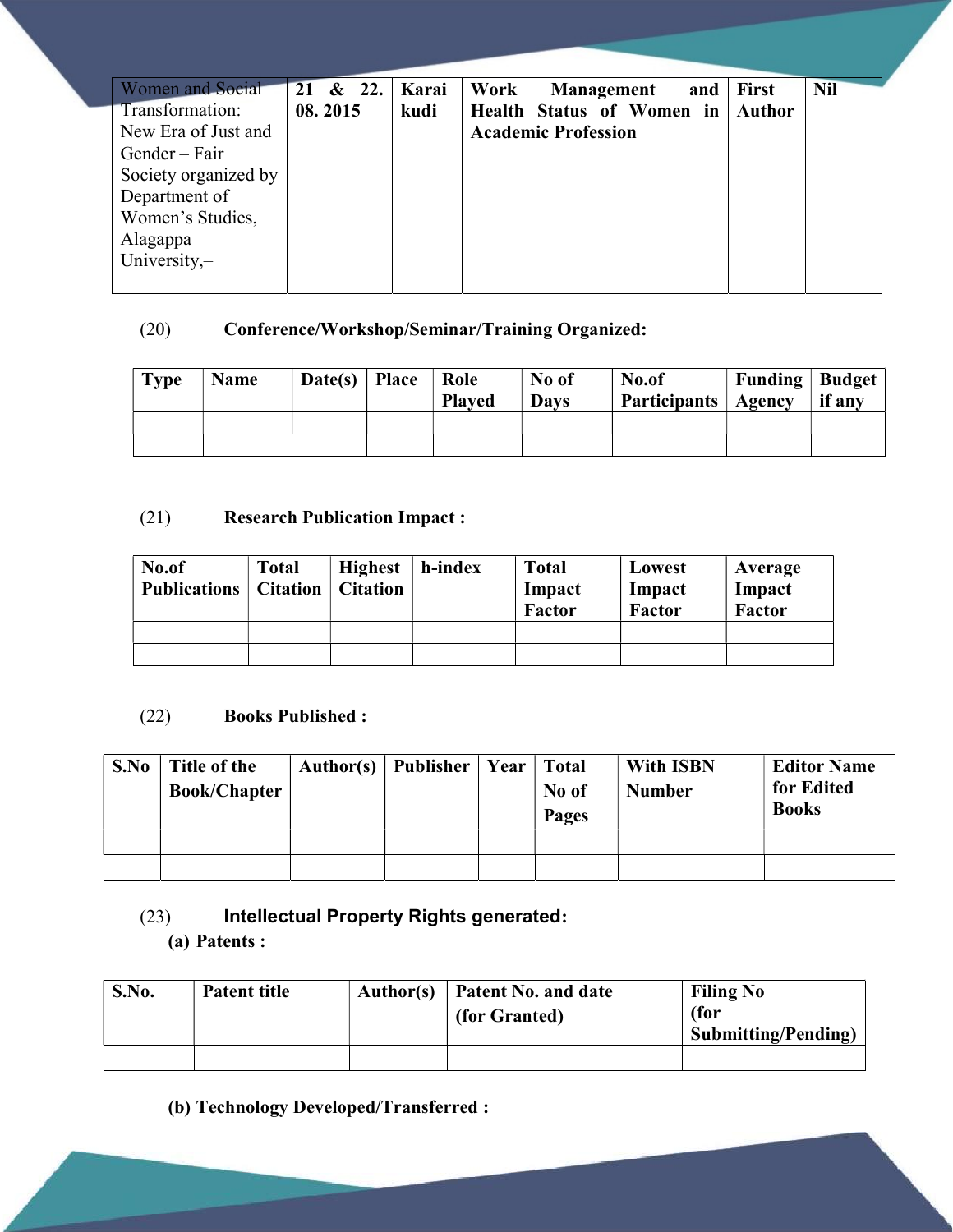| | | | | | |
|---|---|---|---|---|---|
| Women and Social Transformation: New Era of Just and Gender – Fair Society organized by Department of Women's Studies, Alagappa University,– | **21 & 22. 08. 2015** | **Karai kudi** | **Work Management and Health Status of Women in Academic Profession** | **First Author** | **Nil** |

(20) **Conference/Workshop/Seminar/Training Organized:**

| Type | Name | Date(s) | Place | Role Played | No of Days | No.of Participants | Funding Agency | Budget if any |
|---|---|---|---|---|---|---|---|---|
| | | | | | | | | |
| | | | | | | | | |

(21) **Research Publication Impact :**

| No.of Publications | Total Citation | Highest Citation | h-index | Total Impact Factor | Lowest Impact Factor | Average Impact Factor |
|---|---|---|---|---|---|---|
| | | | | | | |
| | | | | | | |

(22) **Books Published :**

| S.No | Title of the Book/Chapter | Author(s) | Publisher | Year | Total No of Pages | With ISBN Number | Editor Name for Edited Books |
|---|---|---|---|---|---|---|---|
| | | | | | | | |
| | | | | | | | |

(23) **Intellectual Property Rights generated:**

**(a) Patents :**

| S.No. | Patent title | Author(s) | Patent No. and date (for Granted) | Filing No (for Submitting/Pending) |
|---|---|---|---|---|
| | | | | |

**(b) Technology Developed/Transferred :**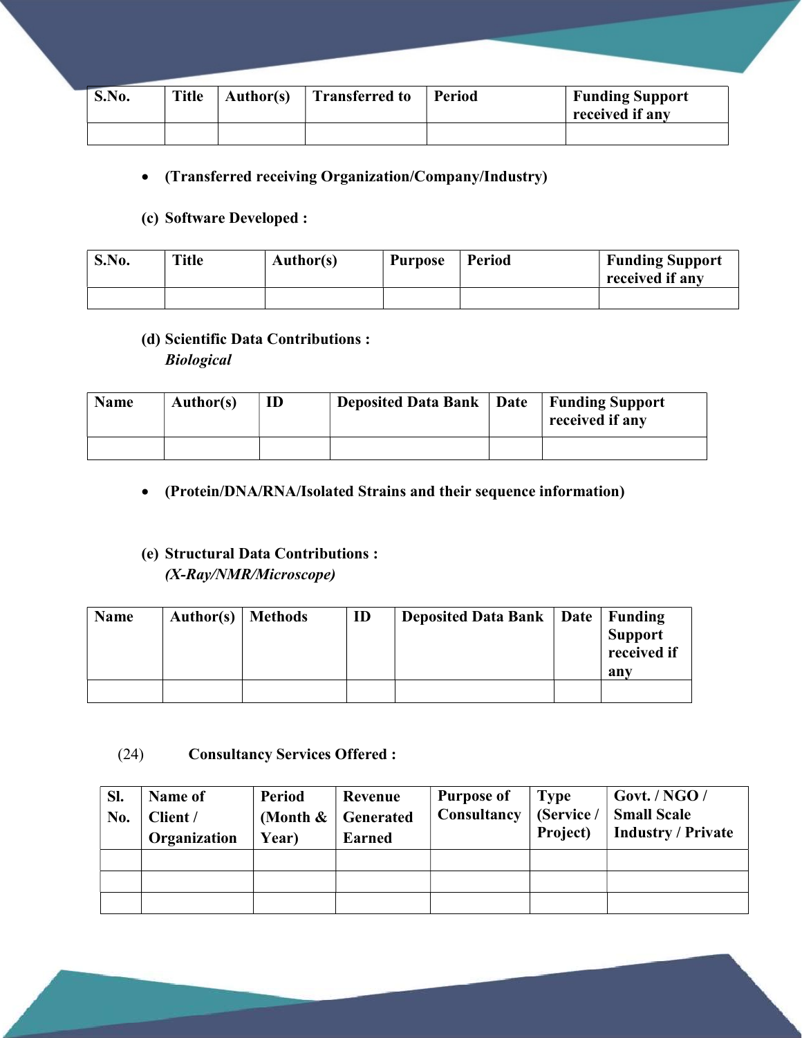| S.No. | Title | Author(s) | Transferred to | Period | Funding Support received if any |
|---|---|---|---|---|---|
| | | | | | |

- **(Transferred receiving Organization/Company/Industry)**

**(c) Software Developed :**

| S.No. | Title | Author(s) | Purpose | Period | Funding Support received if any |
|---|---|---|---|---|---|
| | | | | | |

**(d) Scientific Data Contributions :**
***Biological***

| Name | Author(s) | ID | Deposited Data Bank | Date | Funding Support received if any |
|---|---|---|---|---|---|
| | | | | | |

- **(Protein/DNA/RNA/Isolated Strains and their sequence information)**

**(e) Structural Data Contributions :**
***(X-Ray/NMR/Microscope)***

| Name | Author(s) | Methods | ID | Deposited Data Bank | Date | Funding Support received if any |
|---|---|---|---|---|---|---|
| | | | | | | |

(24) **Consultancy Services Offered :**

| Sl. No. | Name of Client / Organization | Period (Month & Year) | Revenue Generated Earned | Purpose of Consultancy | Type (Service / Project) | Govt. / NGO / Small Scale Industry / Private |
|---|---|---|---|---|---|---|
| | | | | | | |
| | | | | | | |
| | | | | | | |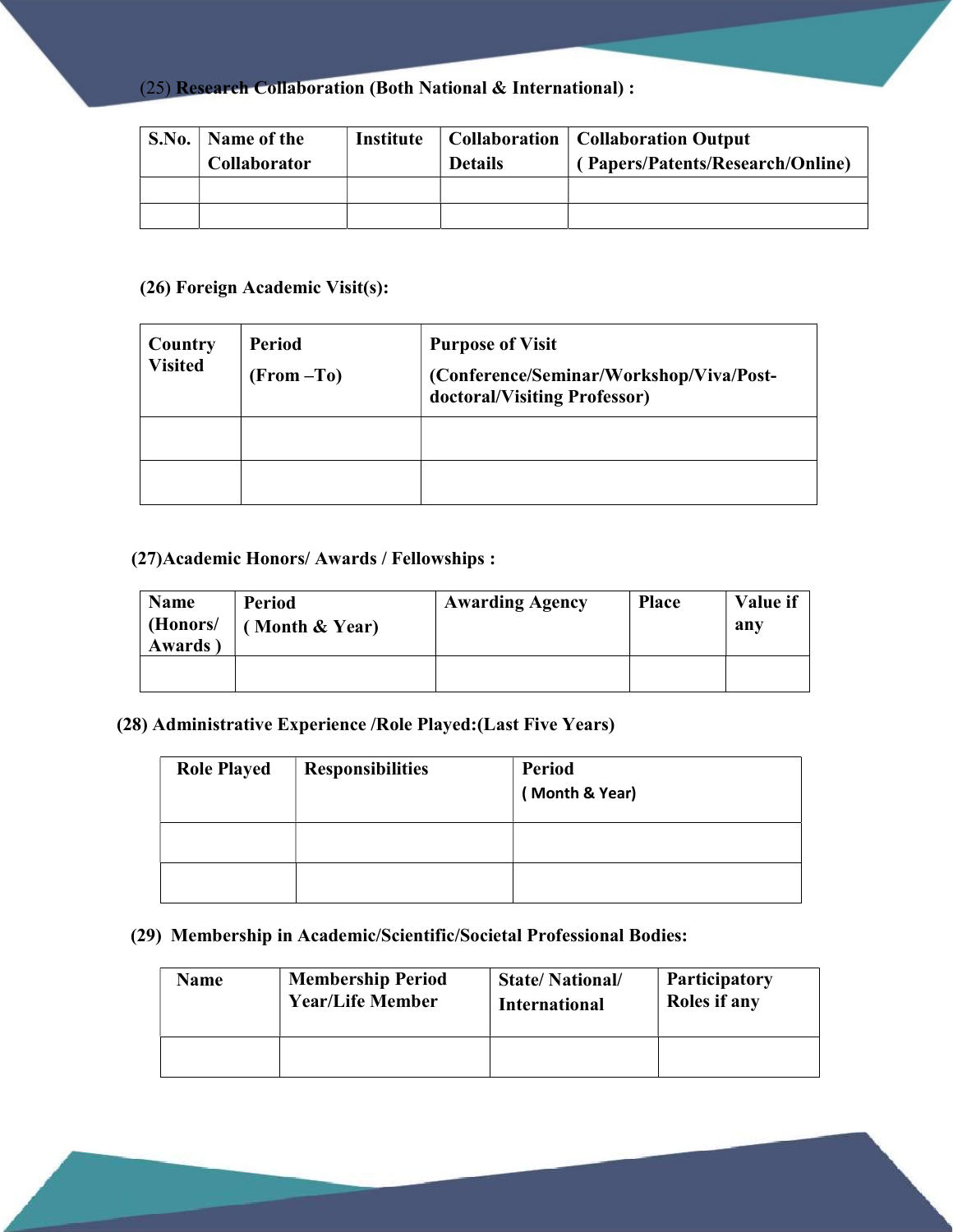(25) **Research Collaboration (Both National & International) :**

| S.No. | Name of the Collaborator | Institute | Collaboration Details | Collaboration Output ( Papers/Patents/Research/Online) |
|---|---|---|---|---|
| | | | | |
| | | | | |

**(26) Foreign Academic Visit(s):**

| Country Visited | Period (From –To) | Purpose of Visit (Conference/Seminar/Workshop/Viva/Post-doctoral/Visiting Professor) |
|---|---|---|
| | | |
| | | |

**(27)Academic Honors/ Awards / Fellowships :**

| Name (Honors/ Awards ) | Period ( Month & Year) | Awarding Agency | Place | Value if any |
|---|---|---|---|---|
| | | | | |

**(28) Administrative Experience /Role Played:(Last Five Years)**

| Role Played | Responsibilities | Period ( Month & Year) |
|---|---|---|
| | | |
| | | |

**(29) Membership in Academic/Scientific/Societal Professional Bodies:**

| Name | Membership Period Year/Life Member | State/ National/ International | Participatory Roles if any |
|---|---|---|---|
| | | | |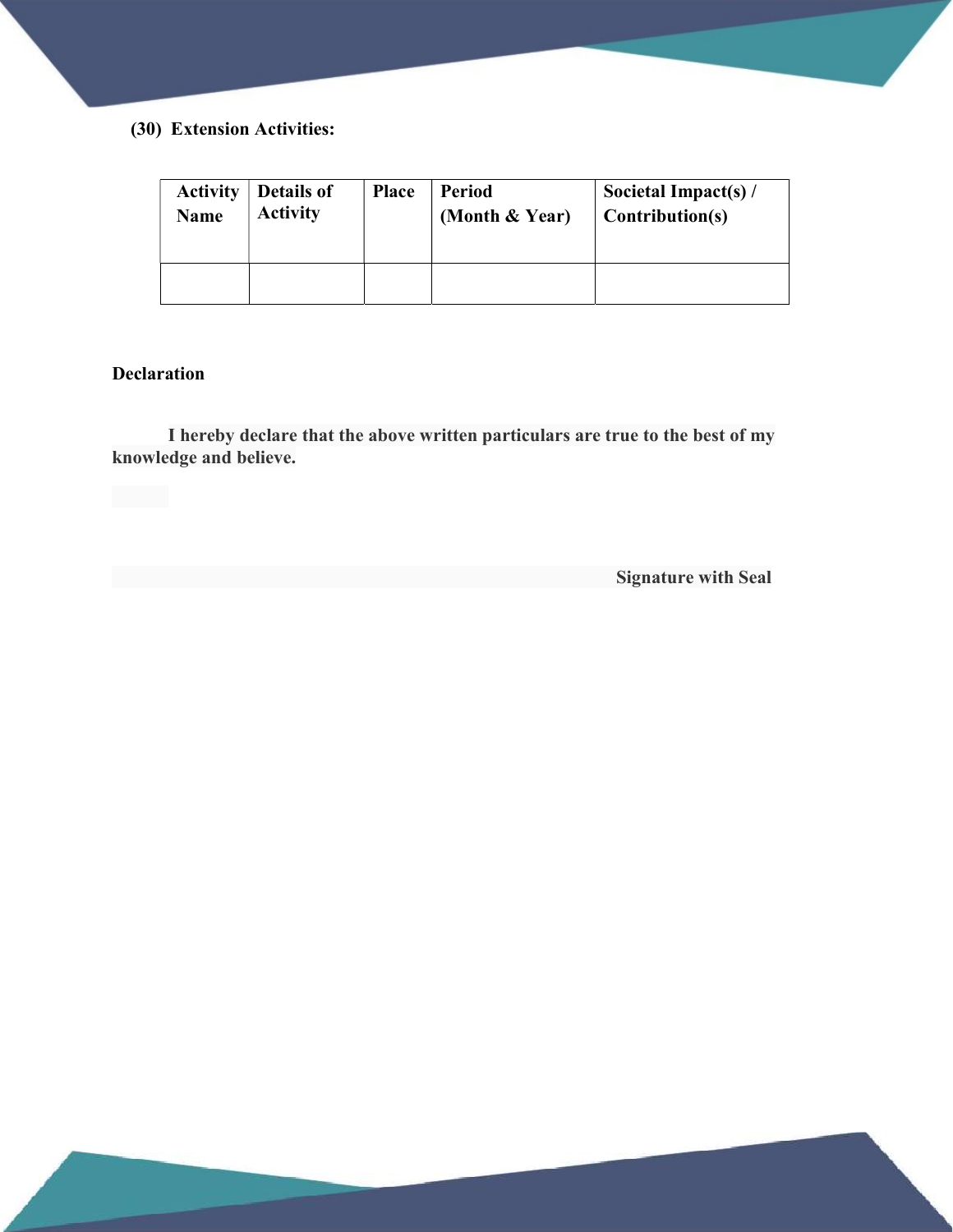**(30) Extension Activities:**

| Activity Name | Details of Activity | Place | Period (Month & Year) | Societal Impact(s) / Contribution(s) |
|---|---|---|---|---|
| | | | | |

**Declaration**

**I hereby declare that the above written particulars are true to the best of my knowledge and believe.**

**Signature with Seal**